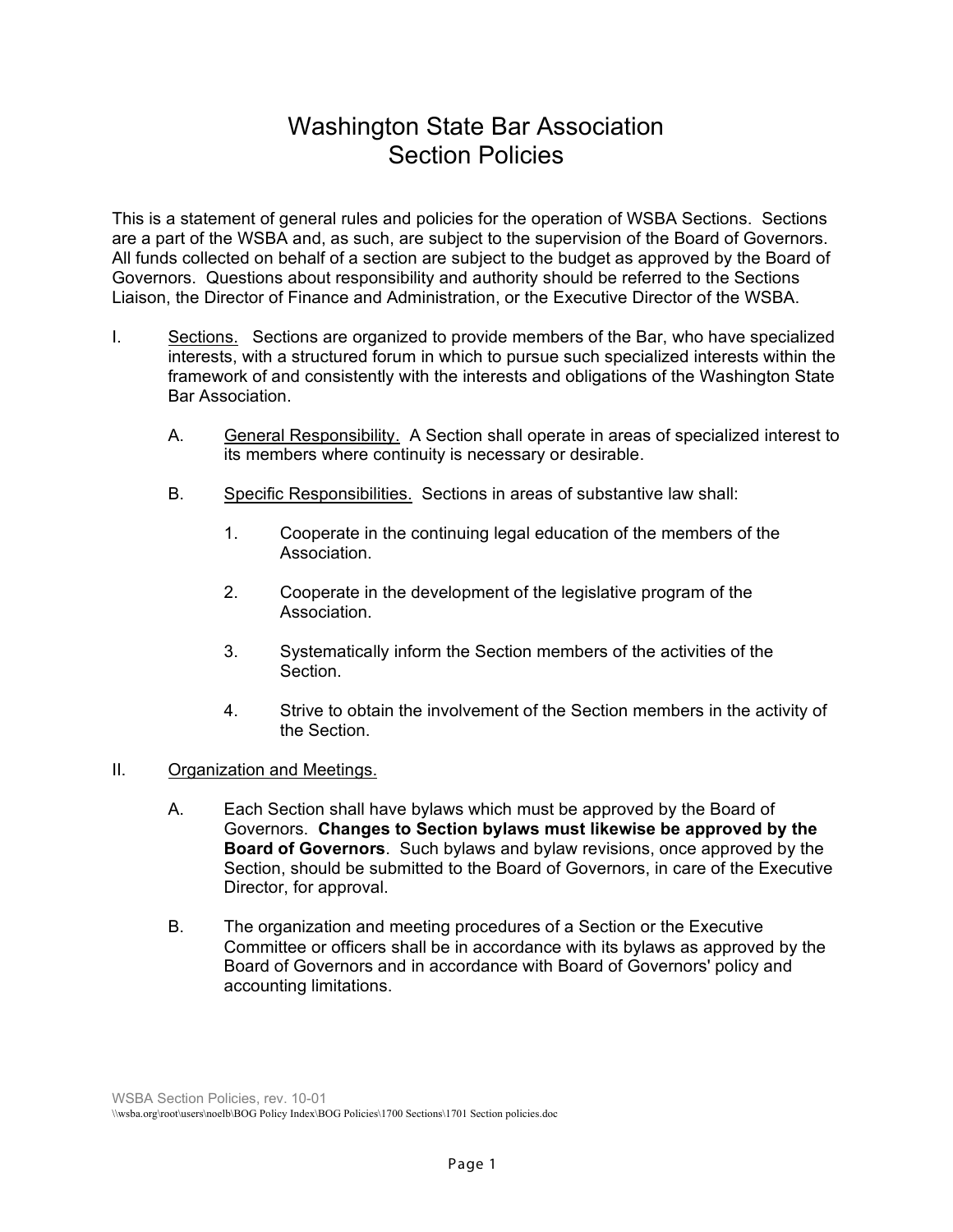# Washington State Bar Association
# Section Policies

This is a statement of general rules and policies for the operation of WSBA Sections. Sections are a part of the WSBA and, as such, are subject to the supervision of the Board of Governors. All funds collected on behalf of a section are subject to the budget as approved by the Board of Governors. Questions about responsibility and authority should be referred to the Sections Liaison, the Director of Finance and Administration, or the Executive Director of the WSBA.

I. Sections. Sections are organized to provide members of the Bar, who have specialized interests, with a structured forum in which to pursue such specialized interests within the framework of and consistently with the interests and obligations of the Washington State Bar Association.

   A. General Responsibility. A Section shall operate in areas of specialized interest to its members where continuity is necessary or desirable.

   B. Specific Responsibilities. Sections in areas of substantive law shall:

      1. Cooperate in the continuing legal education of the members of the Association.

      2. Cooperate in the development of the legislative program of the Association.

      3. Systematically inform the Section members of the activities of the Section.

      4. Strive to obtain the involvement of the Section members in the activity of the Section.

II. Organization and Meetings.

   A. Each Section shall have bylaws which must be approved by the Board of Governors. **Changes to Section bylaws must likewise be approved by the Board of Governors**. Such bylaws and bylaw revisions, once approved by the Section, should be submitted to the Board of Governors, in care of the Executive Director, for approval.

   B. The organization and meeting procedures of a Section or the Executive Committee or officers shall be in accordance with its bylaws as approved by the Board of Governors and in accordance with Board of Governors' policy and accounting limitations.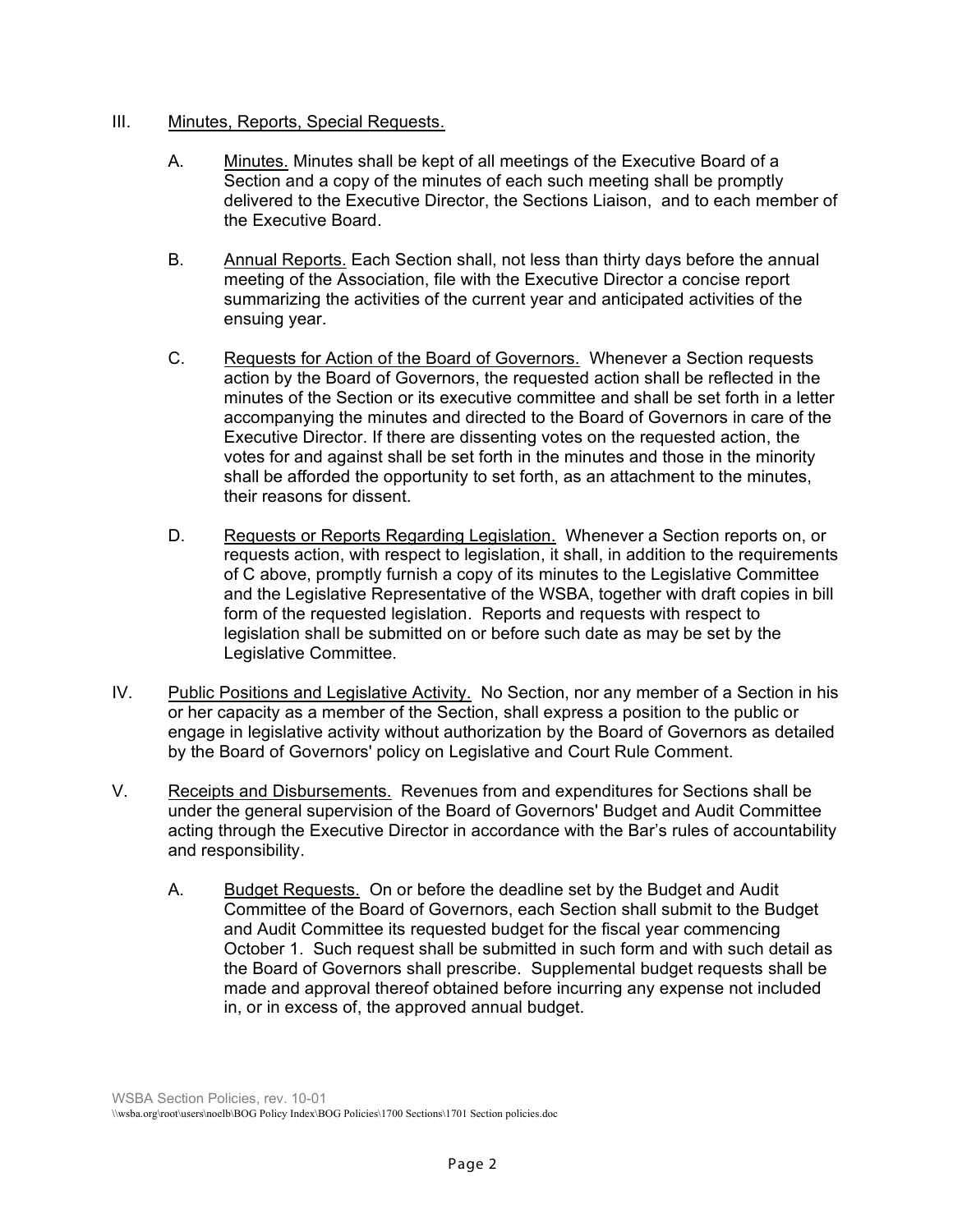III. Minutes, Reports, Special Requests.

A. Minutes. Minutes shall be kept of all meetings of the Executive Board of a Section and a copy of the minutes of each such meeting shall be promptly delivered to the Executive Director, the Sections Liaison, and to each member of the Executive Board.

B. Annual Reports. Each Section shall, not less than thirty days before the annual meeting of the Association, file with the Executive Director a concise report summarizing the activities of the current year and anticipated activities of the ensuing year.

C. Requests for Action of the Board of Governors. Whenever a Section requests action by the Board of Governors, the requested action shall be reflected in the minutes of the Section or its executive committee and shall be set forth in a letter accompanying the minutes and directed to the Board of Governors in care of the Executive Director. If there are dissenting votes on the requested action, the votes for and against shall be set forth in the minutes and those in the minority shall be afforded the opportunity to set forth, as an attachment to the minutes, their reasons for dissent.

D. Requests or Reports Regarding Legislation. Whenever a Section reports on, or requests action, with respect to legislation, it shall, in addition to the requirements of C above, promptly furnish a copy of its minutes to the Legislative Committee and the Legislative Representative of the WSBA, together with draft copies in bill form of the requested legislation. Reports and requests with respect to legislation shall be submitted on or before such date as may be set by the Legislative Committee.

IV. Public Positions and Legislative Activity. No Section, nor any member of a Section in his or her capacity as a member of the Section, shall express a position to the public or engage in legislative activity without authorization by the Board of Governors as detailed by the Board of Governors' policy on Legislative and Court Rule Comment.

V. Receipts and Disbursements. Revenues from and expenditures for Sections shall be under the general supervision of the Board of Governors' Budget and Audit Committee acting through the Executive Director in accordance with the Bar's rules of accountability and responsibility.

A. Budget Requests. On or before the deadline set by the Budget and Audit Committee of the Board of Governors, each Section shall submit to the Budget and Audit Committee its requested budget for the fiscal year commencing October 1. Such request shall be submitted in such form and with such detail as the Board of Governors shall prescribe. Supplemental budget requests shall be made and approval thereof obtained before incurring any expense not included in, or in excess of, the approved annual budget.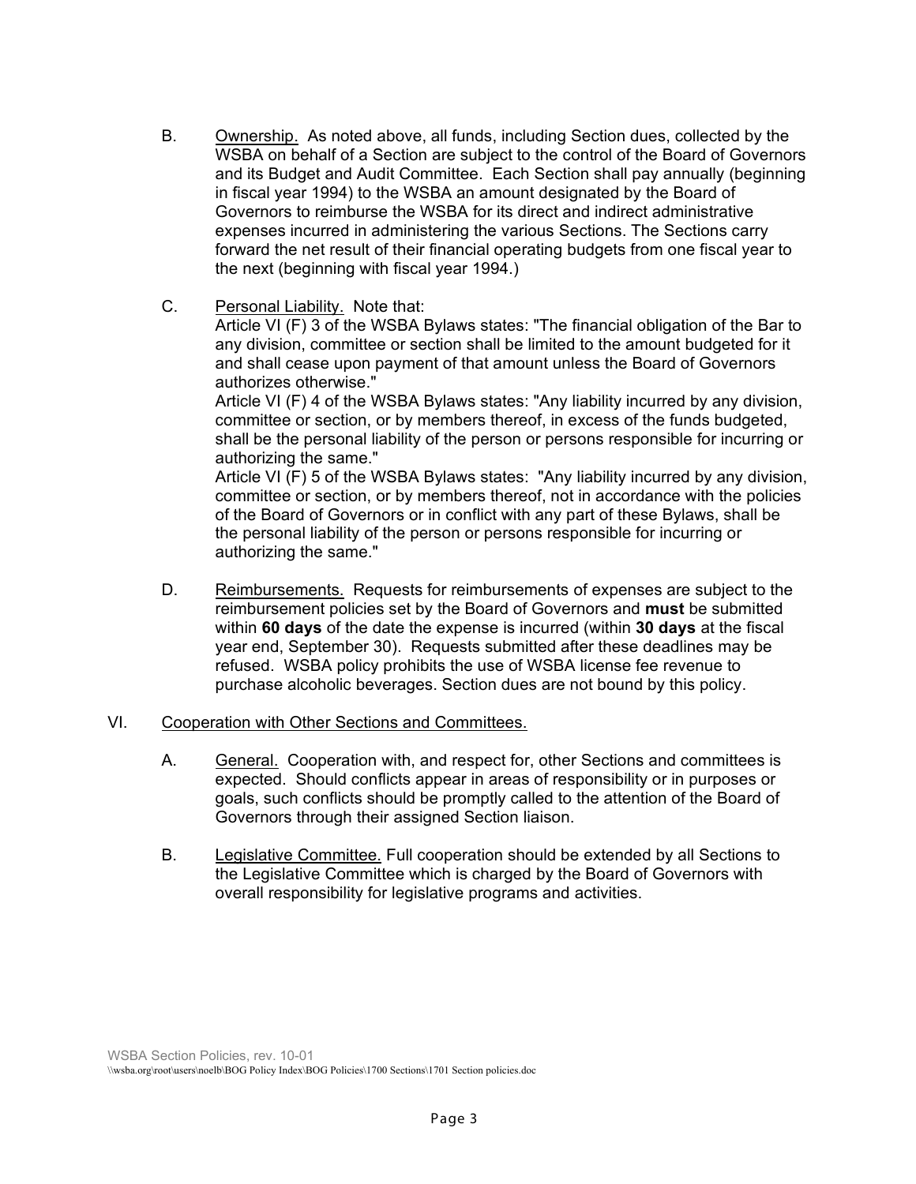B. <u>Ownership.</u> As noted above, all funds, including Section dues, collected by the WSBA on behalf of a Section are subject to the control of the Board of Governors and its Budget and Audit Committee. Each Section shall pay annually (beginning in fiscal year 1994) to the WSBA an amount designated by the Board of Governors to reimburse the WSBA for its direct and indirect administrative expenses incurred in administering the various Sections. The Sections carry forward the net result of their financial operating budgets from one fiscal year to the next (beginning with fiscal year 1994.)

C. <u>Personal Liability.</u> Note that:
Article VI (F) 3 of the WSBA Bylaws states: "The financial obligation of the Bar to any division, committee or section shall be limited to the amount budgeted for it and shall cease upon payment of that amount unless the Board of Governors authorizes otherwise."
Article VI (F) 4 of the WSBA Bylaws states: "Any liability incurred by any division, committee or section, or by members thereof, in excess of the funds budgeted, shall be the personal liability of the person or persons responsible for incurring or authorizing the same."
Article VI (F) 5 of the WSBA Bylaws states: "Any liability incurred by any division, committee or section, or by members thereof, not in accordance with the policies of the Board of Governors or in conflict with any part of these Bylaws, shall be the personal liability of the person or persons responsible for incurring or authorizing the same."

D. <u>Reimbursements.</u> Requests for reimbursements of expenses are subject to the reimbursement policies set by the Board of Governors and **must** be submitted within **60 days** of the date the expense is incurred (within **30 days** at the fiscal year end, September 30). Requests submitted after these deadlines may be refused. WSBA policy prohibits the use of WSBA license fee revenue to purchase alcoholic beverages. Section dues are not bound by this policy.

VI. <u>Cooperation with Other Sections and Committees.</u>

A. <u>General.</u> Cooperation with, and respect for, other Sections and committees is expected. Should conflicts appear in areas of responsibility or in purposes or goals, such conflicts should be promptly called to the attention of the Board of Governors through their assigned Section liaison.

B. <u>Legislative Committee.</u> Full cooperation should be extended by all Sections to the Legislative Committee which is charged by the Board of Governors with overall responsibility for legislative programs and activities.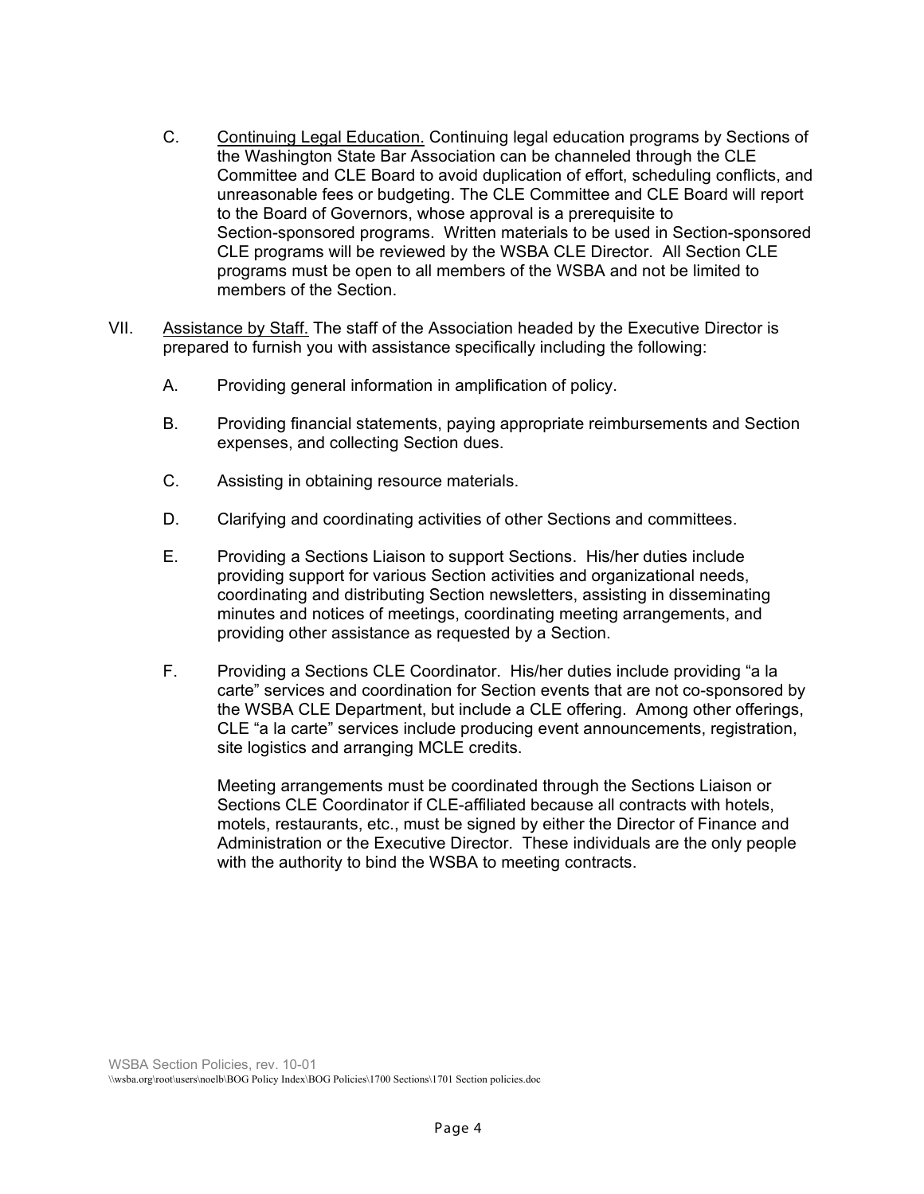C. <u>Continuing Legal Education.</u> Continuing legal education programs by Sections of the Washington State Bar Association can be channeled through the CLE Committee and CLE Board to avoid duplication of effort, scheduling conflicts, and unreasonable fees or budgeting. The CLE Committee and CLE Board will report to the Board of Governors, whose approval is a prerequisite to Section-sponsored programs. Written materials to be used in Section-sponsored CLE programs will be reviewed by the WSBA CLE Director. All Section CLE programs must be open to all members of the WSBA and not be limited to members of the Section.

VII. <u>Assistance by Staff.</u> The staff of the Association headed by the Executive Director is prepared to furnish you with assistance specifically including the following:

A. Providing general information in amplification of policy.

B. Providing financial statements, paying appropriate reimbursements and Section expenses, and collecting Section dues.

C. Assisting in obtaining resource materials.

D. Clarifying and coordinating activities of other Sections and committees.

E. Providing a Sections Liaison to support Sections. His/her duties include providing support for various Section activities and organizational needs, coordinating and distributing Section newsletters, assisting in disseminating minutes and notices of meetings, coordinating meeting arrangements, and providing other assistance as requested by a Section.

F. Providing a Sections CLE Coordinator. His/her duties include providing “a la carte” services and coordination for Section events that are not co-sponsored by the WSBA CLE Department, but include a CLE offering. Among other offerings, CLE “a la carte” services include producing event announcements, registration, site logistics and arranging MCLE credits.

Meeting arrangements must be coordinated through the Sections Liaison or Sections CLE Coordinator if CLE-affiliated because all contracts with hotels, motels, restaurants, etc., must be signed by either the Director of Finance and Administration or the Executive Director. These individuals are the only people with the authority to bind the WSBA to meeting contracts.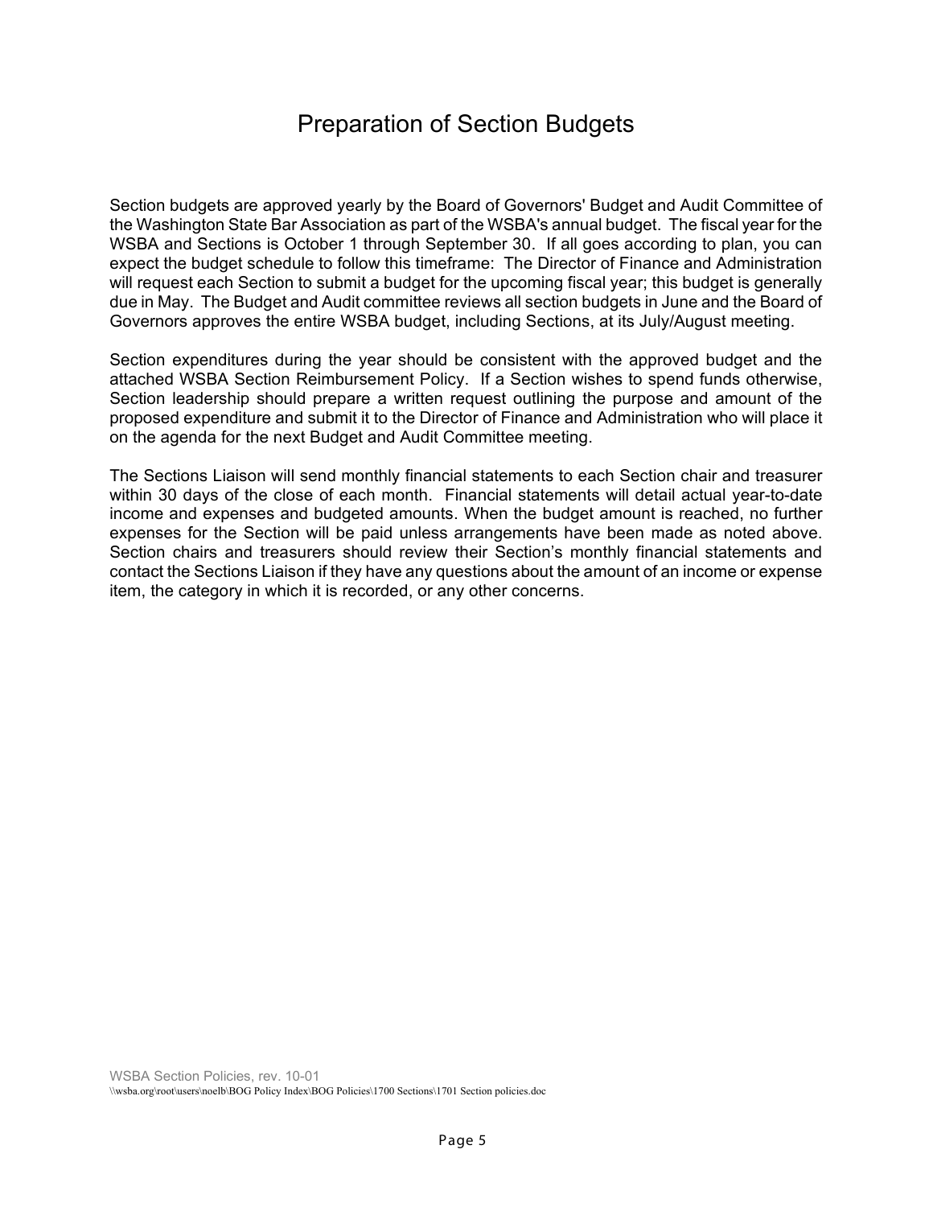# Preparation of Section Budgets

Section budgets are approved yearly by the Board of Governors' Budget and Audit Committee of the Washington State Bar Association as part of the WSBA's annual budget. The fiscal year for the WSBA and Sections is October 1 through September 30. If all goes according to plan, you can expect the budget schedule to follow this timeframe: The Director of Finance and Administration will request each Section to submit a budget for the upcoming fiscal year; this budget is generally due in May. The Budget and Audit committee reviews all section budgets in June and the Board of Governors approves the entire WSBA budget, including Sections, at its July/August meeting.

Section expenditures during the year should be consistent with the approved budget and the attached WSBA Section Reimbursement Policy. If a Section wishes to spend funds otherwise, Section leadership should prepare a written request outlining the purpose and amount of the proposed expenditure and submit it to the Director of Finance and Administration who will place it on the agenda for the next Budget and Audit Committee meeting.

The Sections Liaison will send monthly financial statements to each Section chair and treasurer within 30 days of the close of each month. Financial statements will detail actual year-to-date income and expenses and budgeted amounts. When the budget amount is reached, no further expenses for the Section will be paid unless arrangements have been made as noted above. Section chairs and treasurers should review their Section's monthly financial statements and contact the Sections Liaison if they have any questions about the amount of an income or expense item, the category in which it is recorded, or any other concerns.